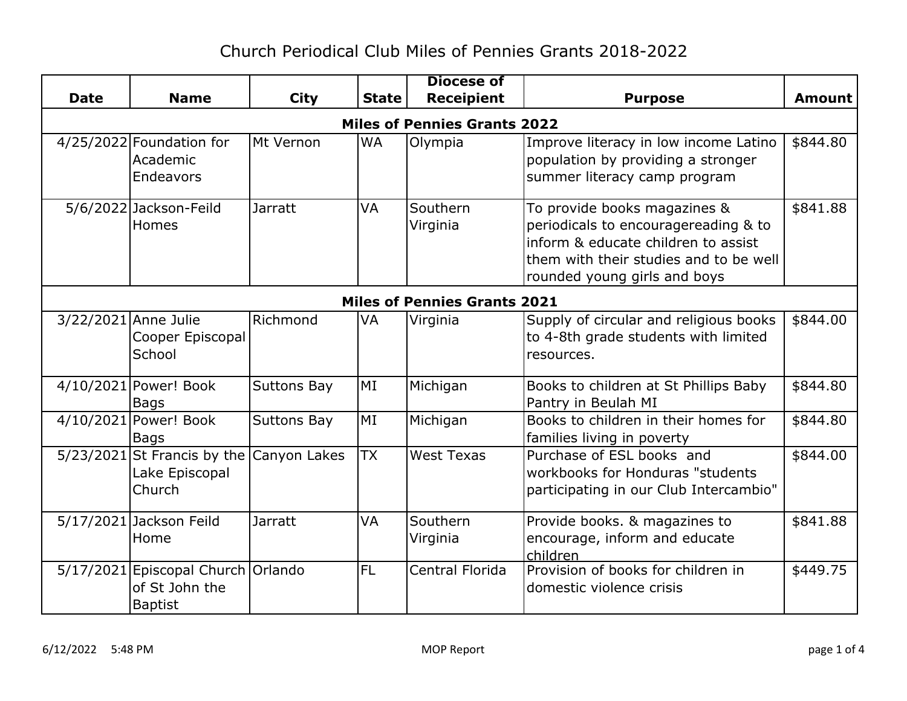# Church Periodical Club Miles of Pennies Grants 2018-2022

| Date | Name | City | State | Diocese of Receipient | Purpose | Amount |
|---|---|---|---|---|---|---|
| **Miles of Pennies Grants 2022** | | | | | | |
| 4/25/2022 | Foundation for Academic Endeavors | Mt Vernon | WA | Olympia | Improve literacy in low income Latino population by providing a stronger summer literacy camp program | $844.80 |
| 5/6/2022 | Jackson-Feild Homes | Jarratt | VA | Southern Virginia | To provide books magazines & periodicals to encouragereading & to inform & educate children to assist them with their studies and to be well rounded young girls and boys | $841.88 |
| **Miles of Pennies Grants 2021** | | | | | | |
| 3/22/2021 | Anne Julie Cooper Episcopal School | Richmond | VA | Virginia | Supply of circular and religious books to 4-8th grade students with limited resources. | $844.00 |
| 4/10/2021 | Power! Book Bags | Suttons Bay | MI | Michigan | Books to children at St Phillips Baby Pantry in Beulah MI | $844.80 |
| 4/10/2021 | Power! Book Bags | Suttons Bay | MI | Michigan | Books to children in their homes for families living in poverty | $844.80 |
| 5/23/2021 | St Francis by the Lake Episcopal Church | Canyon Lakes | TX | West Texas | Purchase of ESL books and workbooks for Honduras "students participating in our Club Intercambio" | $844.00 |
| 5/17/2021 | Jackson Feild Home | Jarratt | VA | Southern Virginia | Provide books. & magazines to encourage, inform and educate children | $841.88 |
| 5/17/2021 | Episcopal Church of St John the Baptist | Orlando | FL | Central Florida | Provision of books for children in domestic violence crisis | $449.75 |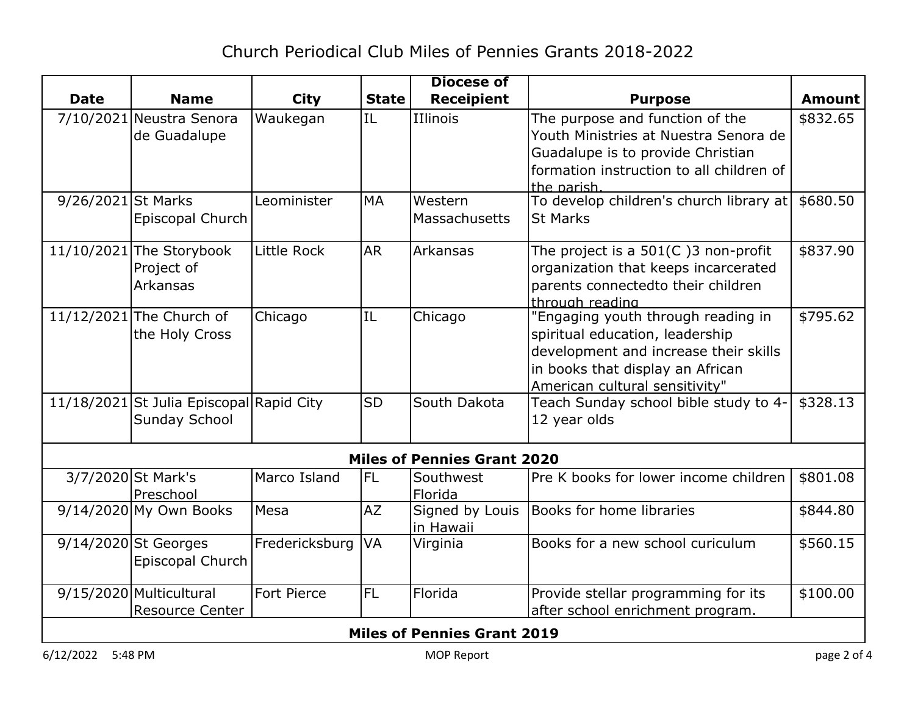# Church Periodical Club Miles of Pennies Grants 2018-2022

| Date | Name | City | State | Diocese of Receipient | Purpose | Amount |
|---|---|---|---|---|---|---|
| 7/10/2021 | Neustra Senora de Guadalupe | Waukegan | IL | IIlinois | The purpose and function of the Youth Ministries at Nuestra Senora de Guadalupe is to provide Christian formation instruction to all children of the parish. | $832.65 |
| 9/26/2021 | St Marks Episcopal Church | Leominister | MA | Western Massachusetts | To develop children's church library at St Marks | $680.50 |
| 11/10/2021 | The Storybook Project of Arkansas | Little Rock | AR | Arkansas | The project is a 501(C )3 non-profit organization that keeps incarcerated parents connectedto their children through reading | $837.90 |
| 11/12/2021 | The Church of the Holy Cross | Chicago | IL | Chicago | "Engaging youth through reading in spiritual education, leadership development and increase their skills in books that display an African American cultural sensitivity" | $795.62 |
| 11/18/2021 | St Julia Episcopal Sunday School | Rapid City | SD | South Dakota | Teach Sunday school bible study to 4-12 year olds | $328.13 |
| **Miles of Pennies Grant 2020** | | | | | | |
| 3/7/2020 | St Mark's Preschool | Marco Island | FL | Southwest Florida | Pre K books for lower income children | $801.08 |
| 9/14/2020 | My Own Books | Mesa | AZ | Signed by Louis in Hawaii | Books for home libraries | $844.80 |
| 9/14/2020 | St Georges Episcopal Church | Fredericksburg | VA | Virginia | Books for a new school curiculum | $560.15 |
| 9/15/2020 | Multicultural Resource Center | Fort Pierce | FL | Florida | Provide stellar programming for its after school enrichment program. | $100.00 |
| **Miles of Pennies Grant 2019** | | | | | | |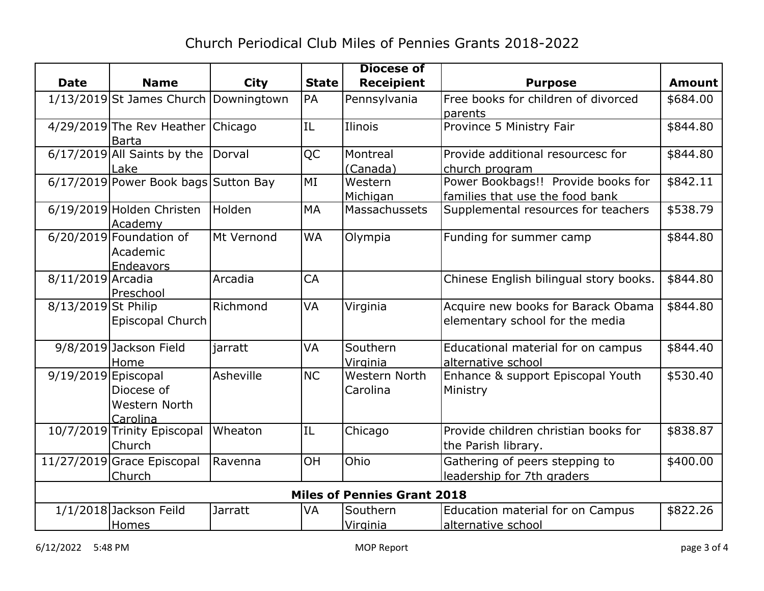# Church Periodical Club Miles of Pennies Grants 2018-2022

| Date | Name | City | State | Diocese of Receipient | Purpose | Amount |
|---|---|---|---|---|---|---|
| 1/13/2019 | St James Church | Downingtown | PA | Pennsylvania | Free books for children of divorced parents | $684.00 |
| 4/29/2019 | The Rev Heather Barta | Chicago | IL | Ilinois | Province 5 Ministry Fair | $844.80 |
| 6/17/2019 | All Saints by the Lake | Dorval | QC | Montreal (Canada) | Provide additional resourcesc for church program | $844.80 |
| 6/17/2019 | Power Book bags | Sutton Bay | MI | Western Michigan | Power Bookbags!! Provide books for families that use the food bank | $842.11 |
| 6/19/2019 | Holden Christen Academy | Holden | MA | Massachussets | Supplemental resources for teachers | $538.79 |
| 6/20/2019 | Foundation of Academic Endeavors | Mt Vernond | WA | Olympia | Funding for summer camp | $844.80 |
| 8/11/2019 | Arcadia Preschool | Arcadia | CA | | Chinese English bilingual story books. | $844.80 |
| 8/13/2019 | St Philip Episcopal Church | Richmond | VA | Virginia | Acquire new books for Barack Obama elementary school for the media | $844.80 |
| 9/8/2019 | Jackson Field Home | jarratt | VA | Southern Virginia | Educational material for on campus alternative school | $844.40 |
| 9/19/2019 | Episcopal Diocese of Western North Carolina | Asheville | NC | Western North Carolina | Enhance & support Episcopal Youth Ministry | $530.40 |
| 10/7/2019 | Trinity Episcopal Church | Wheaton | IL | Chicago | Provide children christian books for the Parish library. | $838.87 |
| 11/27/2019 | Grace Episcopal Church | Ravenna | OH | Ohio | Gathering of peers stepping to leadership for 7th graders | $400.00 |
| **Miles of Pennies Grant 2018** | | | | | | |
| 1/1/2018 | Jackson Feild Homes | Jarratt | VA | Southern Virginia | Education material for on Campus alternative school | $822.26 |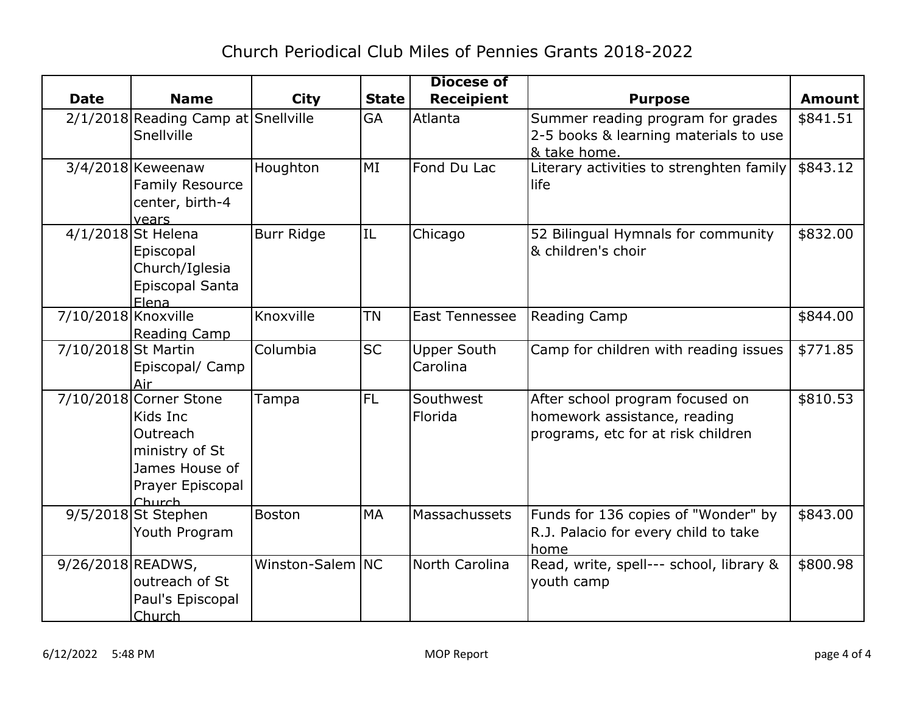# Church Periodical Club Miles of Pennies Grants 2018-2022

| Date | Name | City | State | Diocese of Receipient | Purpose | Amount |
|---|---|---|---|---|---|---|
| 2/1/2018 | Reading Camp at Snellville | Snellville | GA | Atlanta | Summer reading program for grades 2-5 books & learning materials to use & take home. | $841.51 |
| 3/4/2018 | Keweenaw Family Resource center, birth-4 years | Houghton | MI | Fond Du Lac | Literary activities to strenghten family life | $843.12 |
| 4/1/2018 | St Helena Episcopal Church/Iglesia Episcopal Santa Elena | Burr Ridge | IL | Chicago | 52 Bilingual Hymnals for community & children's choir | $832.00 |
| 7/10/2018 | Knoxville Reading Camp | Knoxville | TN | East Tennessee | Reading Camp | $844.00 |
| 7/10/2018 | St Martin Episcopal/ Camp Air | Columbia | SC | Upper South Carolina | Camp for children with reading issues | $771.85 |
| 7/10/2018 | Corner Stone Kids Inc Outreach ministry of St James House of Prayer Episcopal Church | Tampa | FL | Southwest Florida | After school program focused on homework assistance, reading programs, etc for at risk children | $810.53 |
| 9/5/2018 | St Stephen Youth Program | Boston | MA | Massachussets | Funds for 136 copies of "Wonder" by R.J. Palacio for every child to take home | $843.00 |
| 9/26/2018 | READWS, outreach of St Paul's Episcopal Church | Winston-Salem | NC | North Carolina | Read, write, spell--- school, library & youth camp | $800.98 |